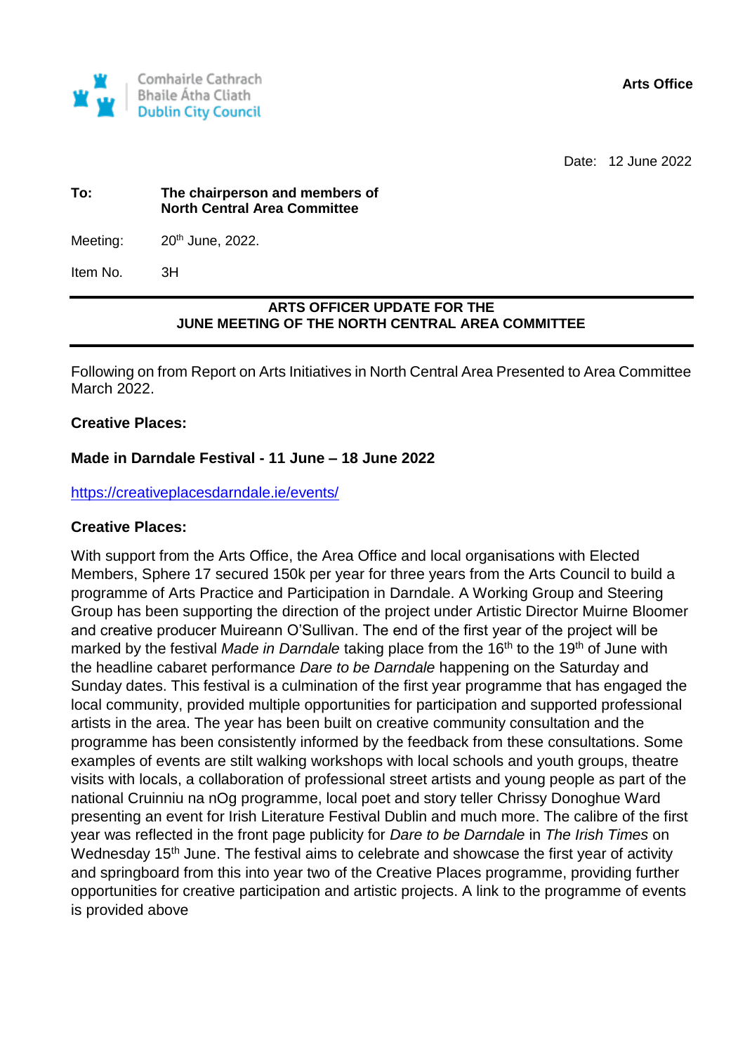Comhairle Cathrach
Bhaile Átha Cliath
Dublin City Council

**Arts Office**

Date: 12 June 2022

**To:** **The chairperson and members of North Central Area Committee**

Meeting: 20th June, 2022.

Item No. 3H

---

**ARTS OFFICER UPDATE FOR THE**
**JUNE MEETING OF THE NORTH CENTRAL AREA COMMITTEE**

---

Following on from Report on Arts Initiatives in North Central Area Presented to Area Committee March 2022.

**Creative Places:**

**Made in Darndale Festival - 11 June – 18 June 2022**

https://creativeplacesdarndale.ie/events/

**Creative Places:**

With support from the Arts Office, the Area Office and local organisations with Elected Members, Sphere 17 secured 150k per year for three years from the Arts Council to build a programme of Arts Practice and Participation in Darndale. A Working Group and Steering Group has been supporting the direction of the project under Artistic Director Muirne Bloomer and creative producer Muireann O'Sullivan. The end of the first year of the project will be marked by the festival *Made in Darndale* taking place from the 16th to the 19th of June with the headline cabaret performance *Dare to be Darndale* happening on the Saturday and Sunday dates. This festival is a culmination of the first year programme that has engaged the local community, provided multiple opportunities for participation and supported professional artists in the area. The year has been built on creative community consultation and the programme has been consistently informed by the feedback from these consultations. Some examples of events are stilt walking workshops with local schools and youth groups, theatre visits with locals, a collaboration of professional street artists and young people as part of the national Cruinniu na nOg programme, local poet and story teller Chrissy Donoghue Ward presenting an event for Irish Literature Festival Dublin and much more. The calibre of the first year was reflected in the front page publicity for *Dare to be Darndale* in *The Irish Times* on Wednesday 15th June. The festival aims to celebrate and showcase the first year of activity and springboard from this into year two of the Creative Places programme, providing further opportunities for creative participation and artistic projects. A link to the programme of events is provided above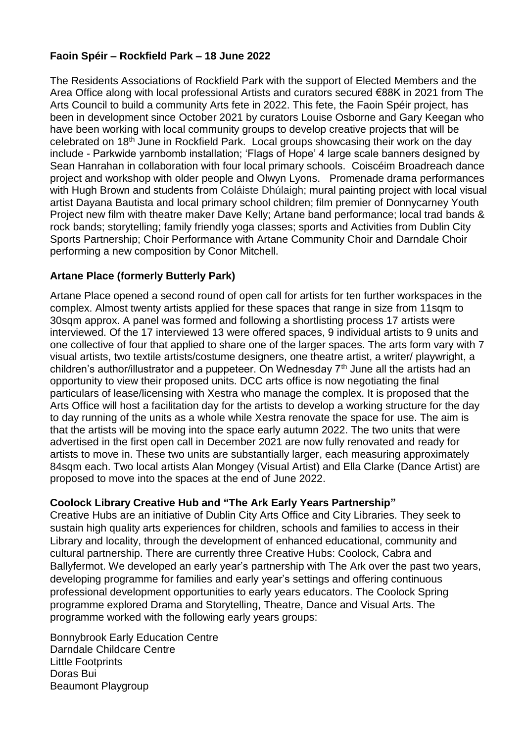**Faoin Spéir – Rockfield Park – 18 June 2022**

The Residents Associations of Rockfield Park with the support of Elected Members and the Area Office along with local professional Artists and curators secured €88K in 2021 from The Arts Council to build a community Arts fete in 2022. This fete, the Faoin Spéir project, has been in development since October 2021 by curators Louise Osborne and Gary Keegan who have been working with local community groups to develop creative projects that will be celebrated on 18th June in Rockfield Park. Local groups showcasing their work on the day include - Parkwide yarnbomb installation; 'Flags of Hope' 4 large scale banners designed by Sean Hanrahan in collaboration with four local primary schools. Coiscéim Broadreach dance project and workshop with older people and Olwyn Lyons. Promenade drama performances with Hugh Brown and students from Coláiste Dhúlaigh; mural painting project with local visual artist Dayana Bautista and local primary school children; film premier of Donnycarney Youth Project new film with theatre maker Dave Kelly; Artane band performance; local trad bands & rock bands; storytelling; family friendly yoga classes; sports and Activities from Dublin City Sports Partnership; Choir Performance with Artane Community Choir and Darndale Choir performing a new composition by Conor Mitchell.

**Artane Place (formerly Butterly Park)**

Artane Place opened a second round of open call for artists for ten further workspaces in the complex. Almost twenty artists applied for these spaces that range in size from 11sqm to 30sqm approx. A panel was formed and following a shortlisting process 17 artists were interviewed. Of the 17 interviewed 13 were offered spaces, 9 individual artists to 9 units and one collective of four that applied to share one of the larger spaces. The arts form vary with 7 visual artists, two textile artists/costume designers, one theatre artist, a writer/ playwright, a children's author/illustrator and a puppeteer. On Wednesday 7th June all the artists had an opportunity to view their proposed units. DCC arts office is now negotiating the final particulars of lease/licensing with Xestra who manage the complex. It is proposed that the Arts Office will host a facilitation day for the artists to develop a working structure for the day to day running of the units as a whole while Xestra renovate the space for use. The aim is that the artists will be moving into the space early autumn 2022. The two units that were advertised in the first open call in December 2021 are now fully renovated and ready for artists to move in. These two units are substantially larger, each measuring approximately 84sqm each. Two local artists Alan Mongey (Visual Artist) and Ella Clarke (Dance Artist) are proposed to move into the spaces at the end of June 2022.

**Coolock Library Creative Hub and "The Ark Early Years Partnership"**

Creative Hubs are an initiative of Dublin City Arts Office and City Libraries. They seek to sustain high quality arts experiences for children, schools and families to access in their Library and locality, through the development of enhanced educational, community and cultural partnership. There are currently three Creative Hubs: Coolock, Cabra and Ballyfermot. We developed an early year's partnership with The Ark over the past two years, developing programme for families and early year's settings and offering continuous professional development opportunities to early years educators. The Coolock Spring programme explored Drama and Storytelling, Theatre, Dance and Visual Arts. The programme worked with the following early years groups:

Bonnybrook Early Education Centre
Darndale Childcare Centre
Little Footprints
Doras Bui
Beaumont Playgroup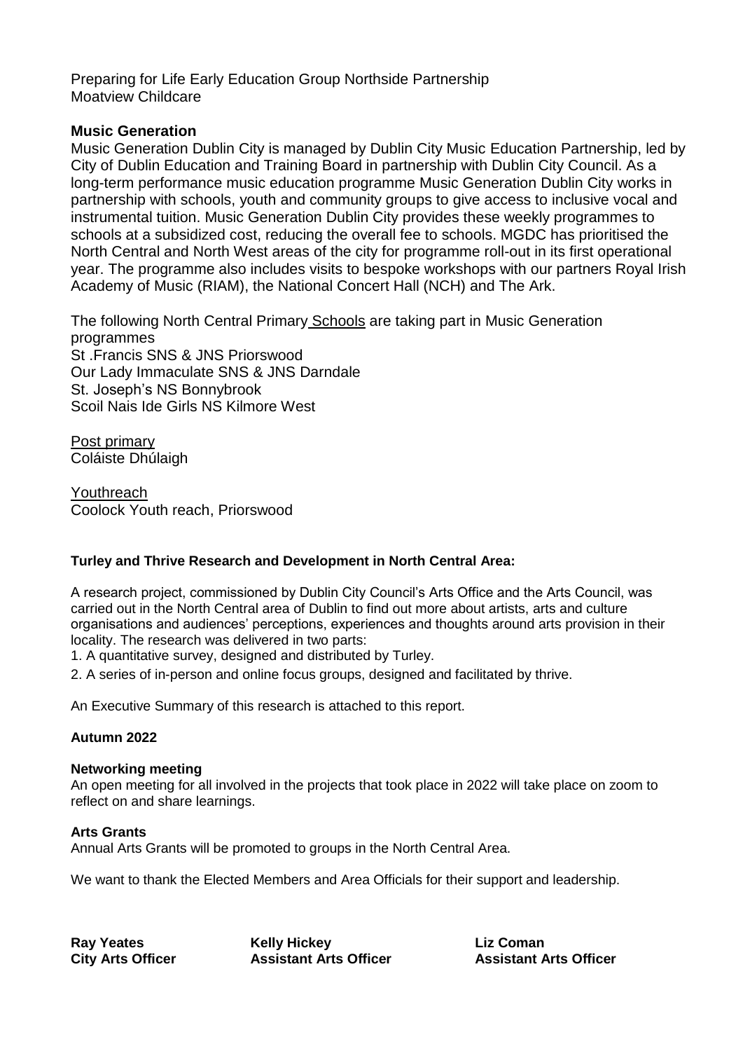Preparing for Life Early Education Group Northside Partnership
Moatview Childcare

**Music Generation**

Music Generation Dublin City is managed by Dublin City Music Education Partnership, led by City of Dublin Education and Training Board in partnership with Dublin City Council. As a long-term performance music education programme Music Generation Dublin City works in partnership with schools, youth and community groups to give access to inclusive vocal and instrumental tuition. Music Generation Dublin City provides these weekly programmes to schools at a subsidized cost, reducing the overall fee to schools. MGDC has prioritised the North Central and North West areas of the city for programme roll-out in its first operational year. The programme also includes visits to bespoke workshops with our partners Royal Irish Academy of Music (RIAM), the National Concert Hall (NCH) and The Ark.

The following North Central Primary Schools are taking part in Music Generation programmes
St .Francis SNS & JNS Priorswood
Our Lady Immaculate SNS & JNS Darndale
St. Joseph's NS Bonnybrook
Scoil Nais Ide Girls NS Kilmore West

Post primary
Coláiste Dhúlaigh

Youthreach
Coolock Youth reach, Priorswood

**Turley and Thrive Research and Development in North Central Area:**

A research project, commissioned by Dublin City Council's Arts Office and the Arts Council, was carried out in the North Central area of Dublin to find out more about artists, arts and culture organisations and audiences' perceptions, experiences and thoughts around arts provision in their locality. The research was delivered in two parts:

1. A quantitative survey, designed and distributed by Turley.
2. A series of in-person and online focus groups, designed and facilitated by thrive.

An Executive Summary of this research is attached to this report.

**Autumn 2022**

**Networking meeting**

An open meeting for all involved in the projects that took place in 2022 will take place on zoom to reflect on and share learnings.

**Arts Grants**

Annual Arts Grants will be promoted to groups in the North Central Area.

We want to thank the Elected Members and Area Officials for their support and leadership.

**Ray Yeates**
**City Arts Officer**

**Kelly Hickey**
**Assistant Arts Officer**

**Liz Coman**
**Assistant Arts Officer**